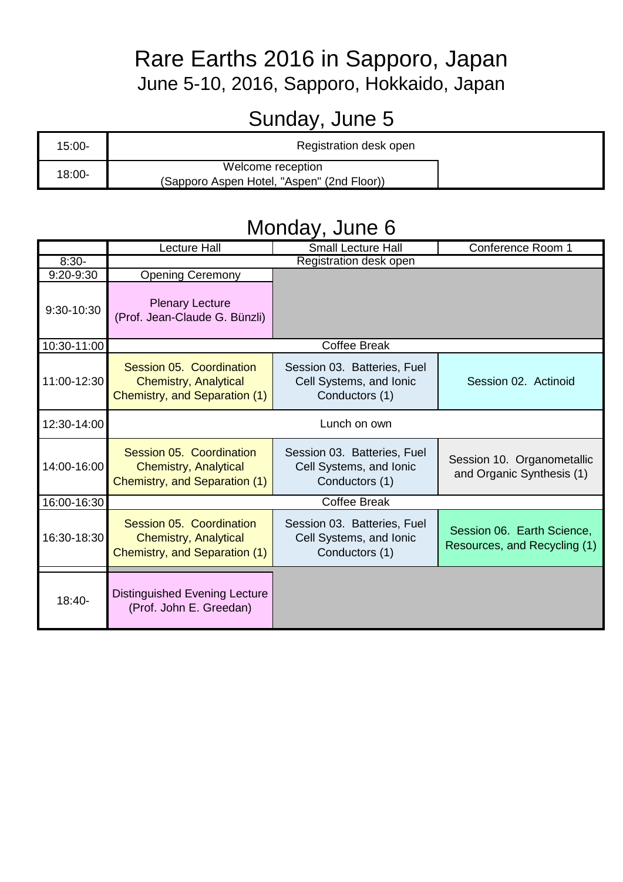# Rare Earths 2016 in Sapporo, Japan

June 5-10, 2016, Sapporo, Hokkaido, Japan

## Sunday, June 5

| | | |
|---|---|---|
| 15:00- | Registration desk open | |
| 18:00- | Welcome reception (Sapporo Aspen Hotel, "Aspen" (2nd Floor)) | |

## Monday, June 6

| | Lecture Hall | Small Lecture Hall | Conference Room 1 |
|---|---|---|---|
| 8:30- | Registration desk open | | |
| 9:20-9:30 | Opening Ceremony | | |
| 9:30-10:30 | Plenary Lecture (Prof. Jean-Claude G. Bünzli) | | |
| 10:30-11:00 | Coffee Break | | |
| 11:00-12:30 | Session 05. Coordination Chemistry, Analytical Chemistry, and Separation (1) | Session 03. Batteries, Fuel Cell Systems, and Ionic Conductors (1) | Session 02. Actinoid |
| 12:30-14:00 | Lunch on own | | |
| 14:00-16:00 | Session 05. Coordination Chemistry, Analytical Chemistry, and Separation (1) | Session 03. Batteries, Fuel Cell Systems, and Ionic Conductors (1) | Session 10. Organometallic and Organic Synthesis (1) |
| 16:00-16:30 | Coffee Break | | |
| 16:30-18:30 | Session 05. Coordination Chemistry, Analytical Chemistry, and Separation (1) | Session 03. Batteries, Fuel Cell Systems, and Ionic Conductors (1) | Session 06. Earth Science, Resources, and Recycling (1) |
| 18:40- | Distinguished Evening Lecture (Prof. John E. Greedan) | | |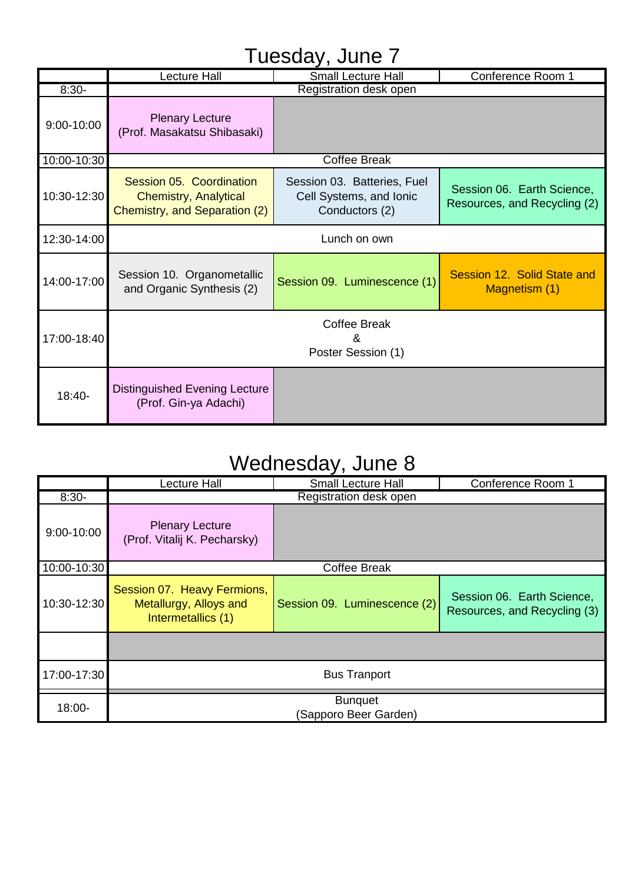# Tuesday, June 7

| | Lecture Hall | Small Lecture Hall | Conference Room 1 |
|---|---|---|---|
| 8:30- | Registration desk open | | |
| 9:00-10:00 | Plenary Lecture (Prof. Masakatsu Shibasaki) | | |
| 10:00-10:30 | Coffee Break | | |
| 10:30-12:30 | Session 05. Coordination Chemistry, Analytical Chemistry, and Separation (2) | Session 03. Batteries, Fuel Cell Systems, and Ionic Conductors (2) | Session 06. Earth Science, Resources, and Recycling (2) |
| 12:30-14:00 | Lunch on own | | |
| 14:00-17:00 | Session 10. Organometallic and Organic Synthesis (2) | Session 09. Luminescence (1) | Session 12. Solid State and Magnetism (1) |
| 17:00-18:40 | Coffee Break & Poster Session (1) | | |
| 18:40- | Distinguished Evening Lecture (Prof. Gin-ya Adachi) | | |

# Wednesday, June 8

| | Lecture Hall | Small Lecture Hall | Conference Room 1 |
|---|---|---|---|
| 8:30- | Registration desk open | | |
| 9:00-10:00 | Plenary Lecture (Prof. Vitalij K. Pecharsky) | | |
| 10:00-10:30 | Coffee Break | | |
| 10:30-12:30 | Session 07. Heavy Fermions, Metallurgy, Alloys and Intermetallics (1) | Session 09. Luminescence (2) | Session 06. Earth Science, Resources, and Recycling (3) |
| | | | |
| 17:00-17:30 | Bus Tranport | | |
| 18:00- | Bunquet (Sapporo Beer Garden) | | |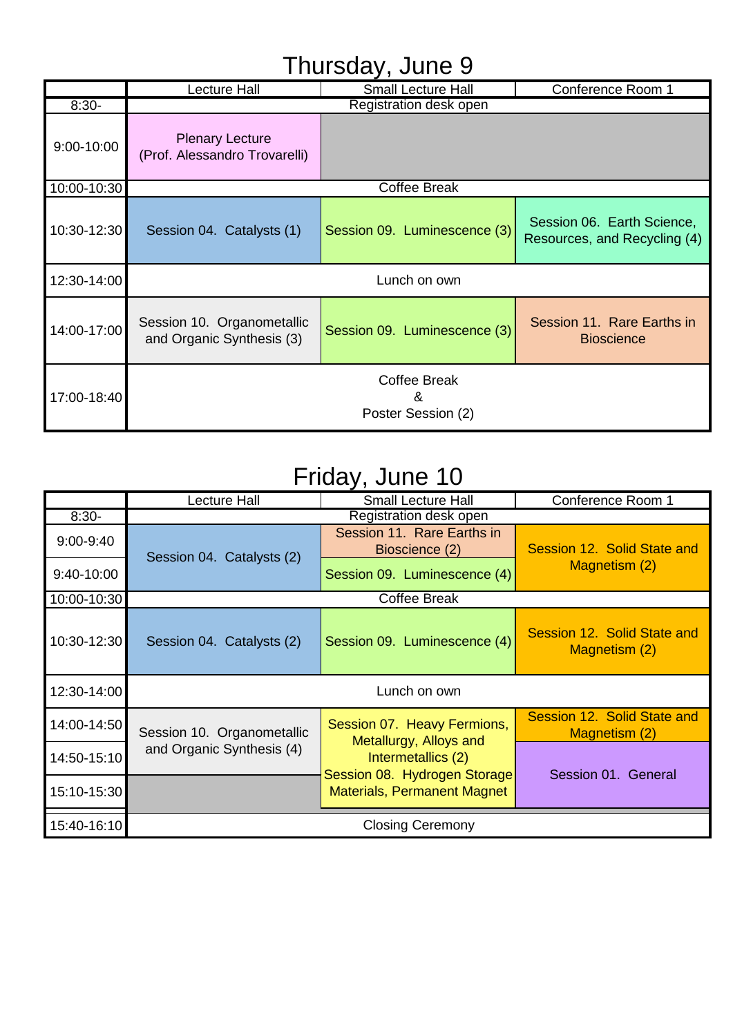# Thursday, June 9

| | Lecture Hall | Small Lecture Hall | Conference Room 1 |
|---|---|---|---|
| 8:30- | Registration desk open | | |
| 9:00-10:00 | Plenary Lecture (Prof. Alessandro Trovarelli) | | |
| 10:00-10:30 | Coffee Break | | |
| 10:30-12:30 | Session 04. Catalysts (1) | Session 09. Luminescence (3) | Session 06. Earth Science, Resources, and Recycling (4) |
| 12:30-14:00 | Lunch on own | | |
| 14:00-17:00 | Session 10. Organometallic and Organic Synthesis (3) | Session 09. Luminescence (3) | Session 11. Rare Earths in Bioscience |
| 17:00-18:40 | Coffee Break & Poster Session (2) | | |

# Friday, June 10

| | Lecture Hall | Small Lecture Hall | Conference Room 1 |
|---|---|---|---|
| 8:30- | Registration desk open | | |
| 9:00-9:40 | Session 04. Catalysts (2) | Session 11. Rare Earths in Bioscience (2) | Session 12. Solid State and Magnetism (2) |
| 9:40-10:00 | Session 04. Catalysts (2) | Session 09. Luminescence (4) | Session 12. Solid State and Magnetism (2) |
| 10:00-10:30 | Coffee Break | | |
| 10:30-12:30 | Session 04. Catalysts (2) | Session 09. Luminescence (4) | Session 12. Solid State and Magnetism (2) |
| 12:30-14:00 | Lunch on own | | |
| 14:00-14:50 | Session 10. Organometallic and Organic Synthesis (4) | Session 07. Heavy Fermions, Metallurgy, Alloys and Intermetallics (2) Session 08. Hydrogen Storage Materials, Permanent Magnet | Session 12. Solid State and Magnetism (2) |
| 14:50-15:10 | Session 10. Organometallic and Organic Synthesis (4) | Session 07. Heavy Fermions, Metallurgy, Alloys and Intermetallics (2) Session 08. Hydrogen Storage Materials, Permanent Magnet | Session 01. General |
| 15:10-15:30 | | Session 07. Heavy Fermions, Metallurgy, Alloys and Intermetallics (2) Session 08. Hydrogen Storage Materials, Permanent Magnet | Session 01. General |
| 15:40-16:10 | Closing Ceremony | | |